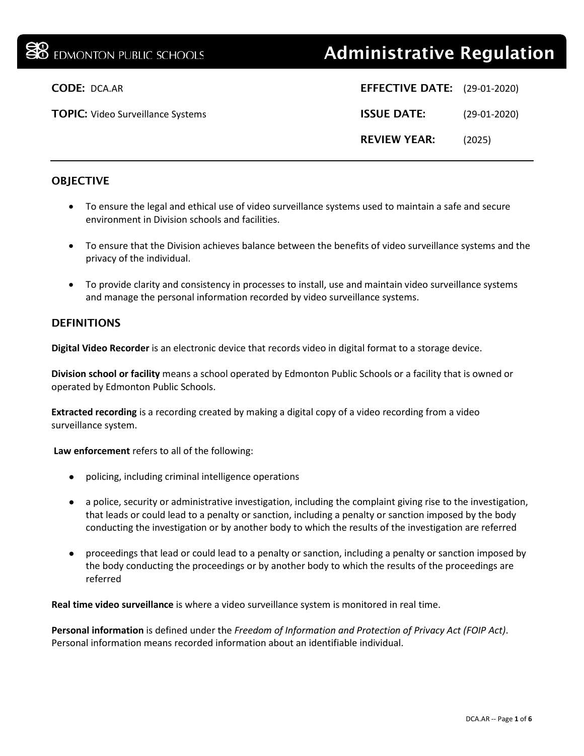EDMONTON PUBLIC SCHOOLS

# Administrative Regulation

**CODE:** DCA.AR

**TOPIC:** Video Surveillance Systems

**EFFECTIVE DATE:** (29-01-2020)

**ISSUE DATE:** (29-01-2020)

**REVIEW YEAR:** (2025)

## OBJECTIVE

- To ensure the legal and ethical use of video surveillance systems used to maintain a safe and secure environment in Division schools and facilities.
- To ensure that the Division achieves balance between the benefits of video surveillance systems and the privacy of the individual.
- To provide clarity and consistency in processes to install, use and maintain video surveillance systems and manage the personal information recorded by video surveillance systems.

## DEFINITIONS

**Digital Video Recorder** is an electronic device that records video in digital format to a storage device.

**Division school or facility** means a school operated by Edmonton Public Schools or a facility that is owned or operated by Edmonton Public Schools.

**Extracted recording** is a recording created by making a digital copy of a video recording from a video surveillance system.

**Law enforcement** refers to all of the following:

- policing, including criminal intelligence operations
- a police, security or administrative investigation, including the complaint giving rise to the investigation, that leads or could lead to a penalty or sanction, including a penalty or sanction imposed by the body conducting the investigation or by another body to which the results of the investigation are referred
- proceedings that lead or could lead to a penalty or sanction, including a penalty or sanction imposed by the body conducting the proceedings or by another body to which the results of the proceedings are referred

**Real time video surveillance** is where a video surveillance system is monitored in real time.

**Personal information** is defined under the *Freedom of Information and Protection of Privacy Act (FOIP Act)*. Personal information means recorded information about an identifiable individual.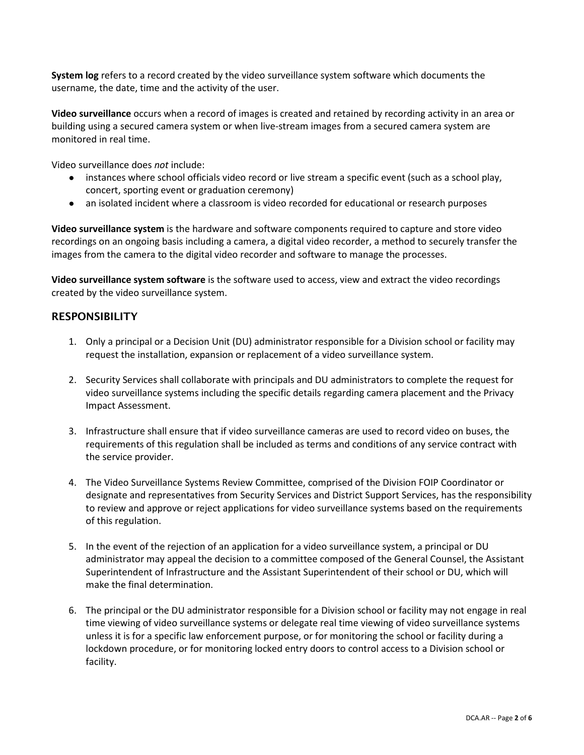**System log** refers to a record created by the video surveillance system software which documents the username, the date, time and the activity of the user.

**Video surveillance** occurs when a record of images is created and retained by recording activity in an area or building using a secured camera system or when live-stream images from a secured camera system are monitored in real time.

Video surveillance does *not* include:

- instances where school officials video record or live stream a specific event (such as a school play, concert, sporting event or graduation ceremony)
- an isolated incident where a classroom is video recorded for educational or research purposes

**Video surveillance system** is the hardware and software components required to capture and store video recordings on an ongoing basis including a camera, a digital video recorder, a method to securely transfer the images from the camera to the digital video recorder and software to manage the processes.

**Video surveillance system software** is the software used to access, view and extract the video recordings created by the video surveillance system.

## RESPONSIBILITY

1. Only a principal or a Decision Unit (DU) administrator responsible for a Division school or facility may request the installation, expansion or replacement of a video surveillance system.

2. Security Services shall collaborate with principals and DU administrators to complete the request for video surveillance systems including the specific details regarding camera placement and the Privacy Impact Assessment.

3. Infrastructure shall ensure that if video surveillance cameras are used to record video on buses, the requirements of this regulation shall be included as terms and conditions of any service contract with the service provider.

4. The Video Surveillance Systems Review Committee, comprised of the Division FOIP Coordinator or designate and representatives from Security Services and District Support Services, has the responsibility to review and approve or reject applications for video surveillance systems based on the requirements of this regulation.

5. In the event of the rejection of an application for a video surveillance system, a principal or DU administrator may appeal the decision to a committee composed of the General Counsel, the Assistant Superintendent of Infrastructure and the Assistant Superintendent of their school or DU, which will make the final determination.

6. The principal or the DU administrator responsible for a Division school or facility may not engage in real time viewing of video surveillance systems or delegate real time viewing of video surveillance systems unless it is for a specific law enforcement purpose, or for monitoring the school or facility during a lockdown procedure, or for monitoring locked entry doors to control access to a Division school or facility.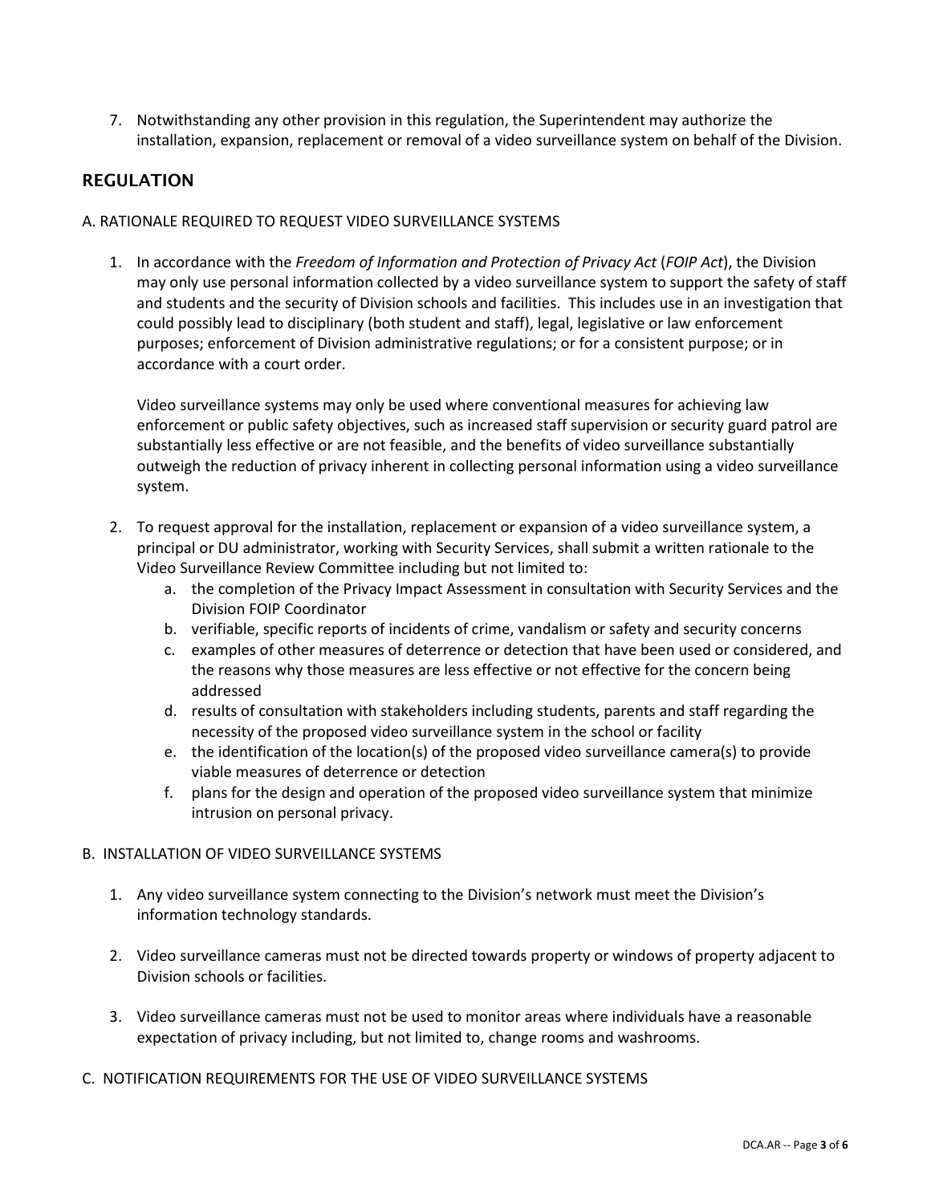7. Notwithstanding any other provision in this regulation, the Superintendent may authorize the installation, expansion, replacement or removal of a video surveillance system on behalf of the Division.

## REGULATION

A. RATIONALE REQUIRED TO REQUEST VIDEO SURVEILLANCE SYSTEMS

1. In accordance with the *Freedom of Information and Protection of Privacy Act* (*FOIP Act*), the Division may only use personal information collected by a video surveillance system to support the safety of staff and students and the security of Division schools and facilities. This includes use in an investigation that could possibly lead to disciplinary (both student and staff), legal, legislative or law enforcement purposes; enforcement of Division administrative regulations; or for a consistent purpose; or in accordance with a court order.

   Video surveillance systems may only be used where conventional measures for achieving law enforcement or public safety objectives, such as increased staff supervision or security guard patrol are substantially less effective or are not feasible, and the benefits of video surveillance substantially outweigh the reduction of privacy inherent in collecting personal information using a video surveillance system.

2. To request approval for the installation, replacement or expansion of a video surveillance system, a principal or DU administrator, working with Security Services, shall submit a written rationale to the Video Surveillance Review Committee including but not limited to:
   a. the completion of the Privacy Impact Assessment in consultation with Security Services and the Division FOIP Coordinator
   b. verifiable, specific reports of incidents of crime, vandalism or safety and security concerns
   c. examples of other measures of deterrence or detection that have been used or considered, and the reasons why those measures are less effective or not effective for the concern being addressed
   d. results of consultation with stakeholders including students, parents and staff regarding the necessity of the proposed video surveillance system in the school or facility
   e. the identification of the location(s) of the proposed video surveillance camera(s) to provide viable measures of deterrence or detection
   f. plans for the design and operation of the proposed video surveillance system that minimize intrusion on personal privacy.

B. INSTALLATION OF VIDEO SURVEILLANCE SYSTEMS

1. Any video surveillance system connecting to the Division's network must meet the Division's information technology standards.

2. Video surveillance cameras must not be directed towards property or windows of property adjacent to Division schools or facilities.

3. Video surveillance cameras must not be used to monitor areas where individuals have a reasonable expectation of privacy including, but not limited to, change rooms and washrooms.

C. NOTIFICATION REQUIREMENTS FOR THE USE OF VIDEO SURVEILLANCE SYSTEMS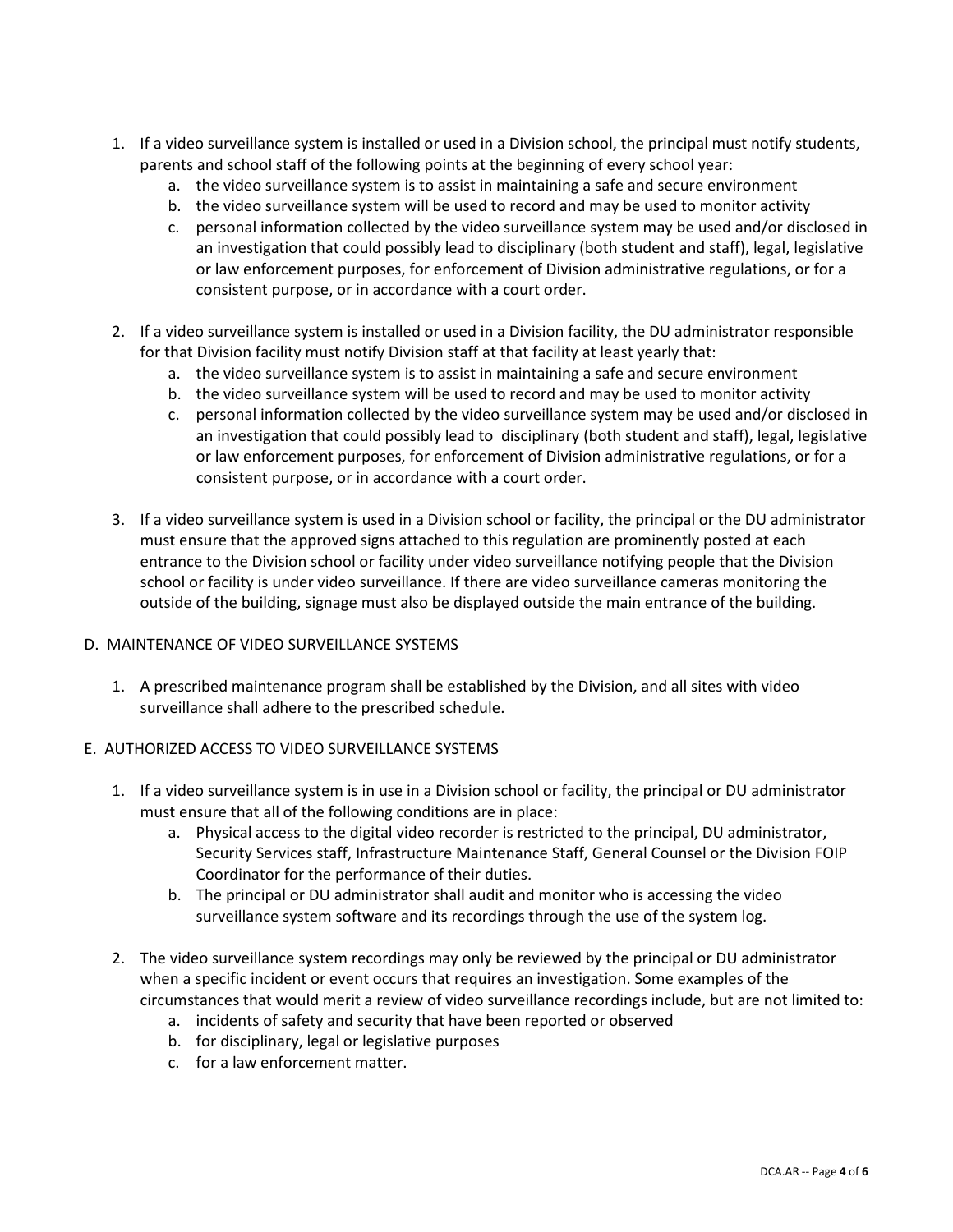1. If a video surveillance system is installed or used in a Division school, the principal must notify students, parents and school staff of the following points at the beginning of every school year:
    a. the video surveillance system is to assist in maintaining a safe and secure environment
    b. the video surveillance system will be used to record and may be used to monitor activity
    c. personal information collected by the video surveillance system may be used and/or disclosed in an investigation that could possibly lead to disciplinary (both student and staff), legal, legislative or law enforcement purposes, for enforcement of Division administrative regulations, or for a consistent purpose, or in accordance with a court order.

2. If a video surveillance system is installed or used in a Division facility, the DU administrator responsible for that Division facility must notify Division staff at that facility at least yearly that:
    a. the video surveillance system is to assist in maintaining a safe and secure environment
    b. the video surveillance system will be used to record and may be used to monitor activity
    c. personal information collected by the video surveillance system may be used and/or disclosed in an investigation that could possibly lead to disciplinary (both student and staff), legal, legislative or law enforcement purposes, for enforcement of Division administrative regulations, or for a consistent purpose, or in accordance with a court order.

3. If a video surveillance system is used in a Division school or facility, the principal or the DU administrator must ensure that the approved signs attached to this regulation are prominently posted at each entrance to the Division school or facility under video surveillance notifying people that the Division school or facility is under video surveillance. If there are video surveillance cameras monitoring the outside of the building, signage must also be displayed outside the main entrance of the building.

D. MAINTENANCE OF VIDEO SURVEILLANCE SYSTEMS

1. A prescribed maintenance program shall be established by the Division, and all sites with video surveillance shall adhere to the prescribed schedule.

E. AUTHORIZED ACCESS TO VIDEO SURVEILLANCE SYSTEMS

1. If a video surveillance system is in use in a Division school or facility, the principal or DU administrator must ensure that all of the following conditions are in place:
    a. Physical access to the digital video recorder is restricted to the principal, DU administrator, Security Services staff, Infrastructure Maintenance Staff, General Counsel or the Division FOIP Coordinator for the performance of their duties.
    b. The principal or DU administrator shall audit and monitor who is accessing the video surveillance system software and its recordings through the use of the system log.

2. The video surveillance system recordings may only be reviewed by the principal or DU administrator when a specific incident or event occurs that requires an investigation. Some examples of the circumstances that would merit a review of video surveillance recordings include, but are not limited to:
    a. incidents of safety and security that have been reported or observed
    b. for disciplinary, legal or legislative purposes
    c. for a law enforcement matter.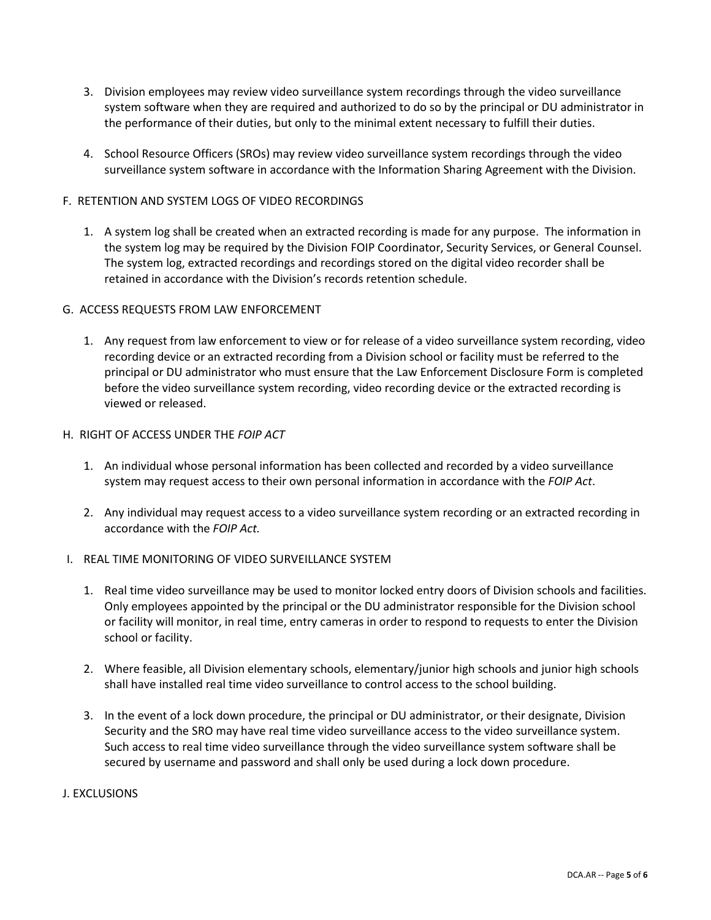3. Division employees may review video surveillance system recordings through the video surveillance system software when they are required and authorized to do so by the principal or DU administrator in the performance of their duties, but only to the minimal extent necessary to fulfill their duties.

4. School Resource Officers (SROs) may review video surveillance system recordings through the video surveillance system software in accordance with the Information Sharing Agreement with the Division.

## F. RETENTION AND SYSTEM LOGS OF VIDEO RECORDINGS

1. A system log shall be created when an extracted recording is made for any purpose. The information in the system log may be required by the Division FOIP Coordinator, Security Services, or General Counsel. The system log, extracted recordings and recordings stored on the digital video recorder shall be retained in accordance with the Division's records retention schedule.

## G. ACCESS REQUESTS FROM LAW ENFORCEMENT

1. Any request from law enforcement to view or for release of a video surveillance system recording, video recording device or an extracted recording from a Division school or facility must be referred to the principal or DU administrator who must ensure that the Law Enforcement Disclosure Form is completed before the video surveillance system recording, video recording device or the extracted recording is viewed or released.

## H. RIGHT OF ACCESS UNDER THE *FOIP ACT*

1. An individual whose personal information has been collected and recorded by a video surveillance system may request access to their own personal information in accordance with the *FOIP Act*.

2. Any individual may request access to a video surveillance system recording or an extracted recording in accordance with the *FOIP Act.*

## I. REAL TIME MONITORING OF VIDEO SURVEILLANCE SYSTEM

1. Real time video surveillance may be used to monitor locked entry doors of Division schools and facilities. Only employees appointed by the principal or the DU administrator responsible for the Division school or facility will monitor, in real time, entry cameras in order to respond to requests to enter the Division school or facility.

2. Where feasible, all Division elementary schools, elementary/junior high schools and junior high schools shall have installed real time video surveillance to control access to the school building.

3. In the event of a lock down procedure, the principal or DU administrator, or their designate, Division Security and the SRO may have real time video surveillance access to the video surveillance system. Such access to real time video surveillance through the video surveillance system software shall be secured by username and password and shall only be used during a lock down procedure.

## J. EXCLUSIONS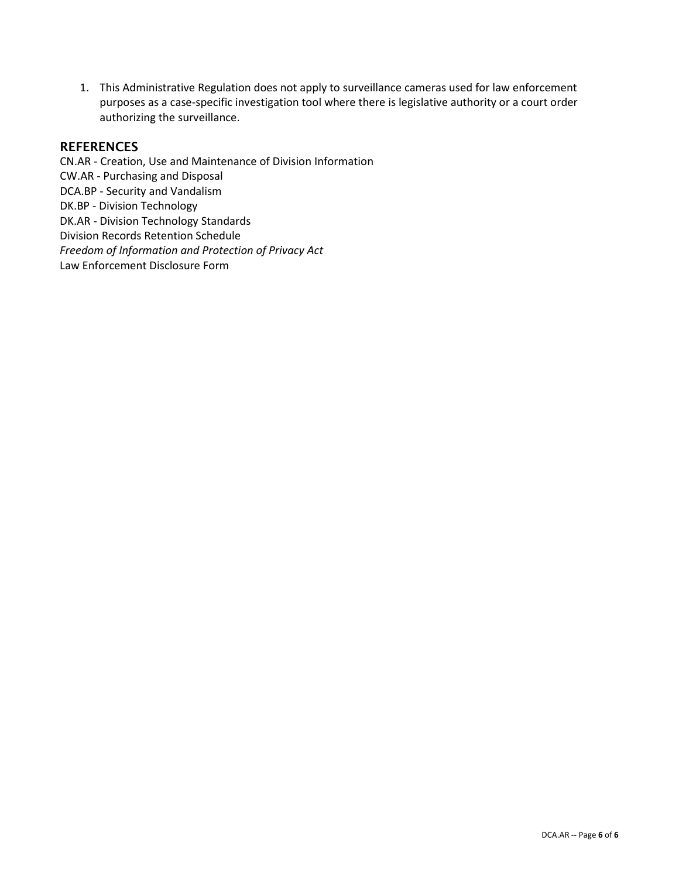1. This Administrative Regulation does not apply to surveillance cameras used for law enforcement purposes as a case-specific investigation tool where there is legislative authority or a court order authorizing the surveillance.

## REFERENCES

CN.AR - Creation, Use and Maintenance of Division Information
CW.AR - Purchasing and Disposal
DCA.BP - Security and Vandalism
DK.BP - Division Technology
DK.AR - Division Technology Standards
Division Records Retention Schedule
*Freedom of Information and Protection of Privacy Act*
Law Enforcement Disclosure Form